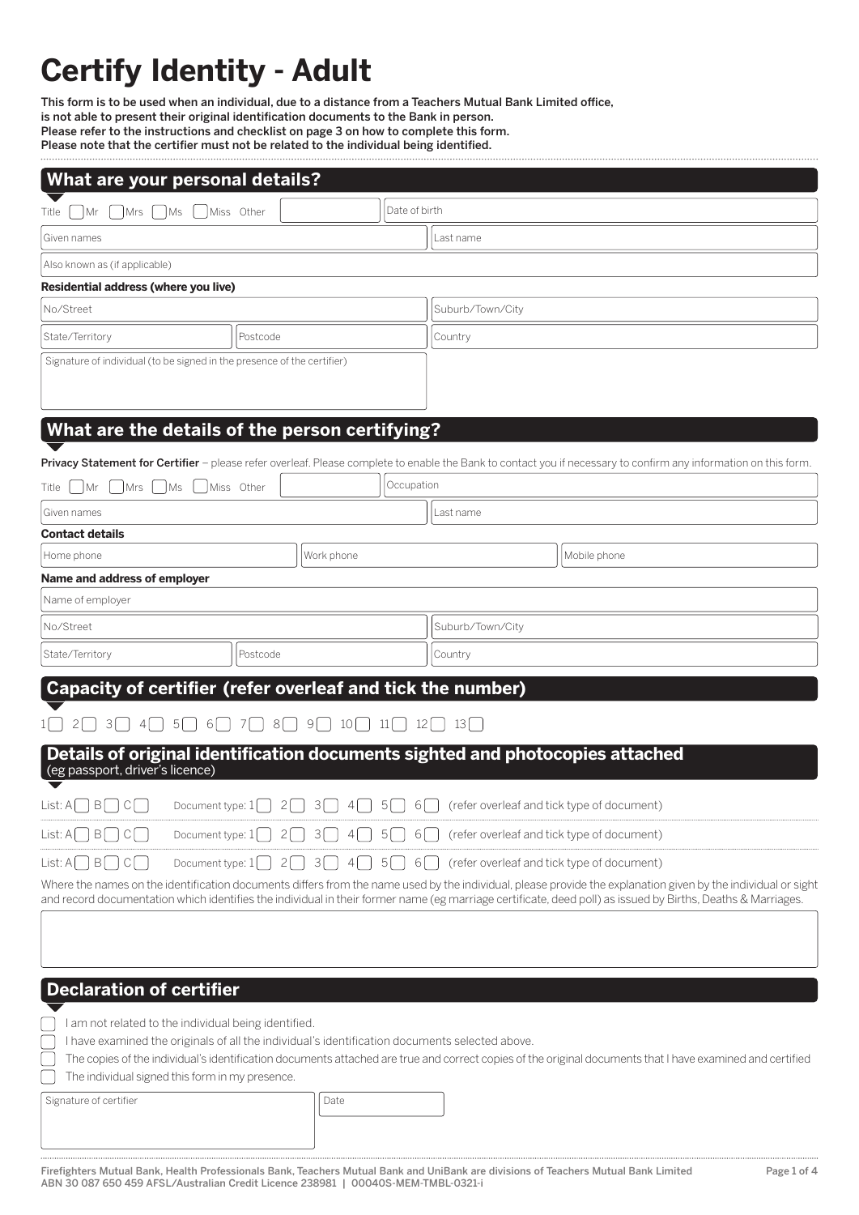# Certify Identity - Adult

**This form is to be used when an individual, due to a distance from a Teachers Mutual Bank Limited office, is not able to present their original identification documents to the Bank in person.**
**Please refer to the instructions and checklist on page 3 on how to complete this form.**
**Please note that the certifier must not be related to the individual being identified.**

## What are your personal details?

Title ☐ Mr ☐ Mrs ☐ Ms ☐ Miss Other ______ | Date of birth

Given names | Last name

Also known as (if applicable)

**Residential address (where you live)**

No/Street | Suburb/Town/City

State/Territory | Postcode | Country

Signature of individual (to be signed in the presence of the certifier)

## What are the details of the person certifying?

**Privacy Statement for Certifier** – please refer overleaf. Please complete to enable the Bank to contact you if necessary to confirm any information on this form.

Title ☐ Mr ☐ Mrs ☐ Ms ☐ Miss Other ______ | Occupation

Given names | Last name

**Contact details**

Home phone | Work phone | Mobile phone

**Name and address of employer**

Name of employer

No/Street | Suburb/Town/City

State/Territory | Postcode | Country

## Capacity of certifier (refer overleaf and tick the number)

1☐ 2☐ 3☐ 4☐ 5☐ 6☐ 7☐ 8☐ 9☐ 10☐ 11☐ 12☐ 13☐

## Details of original identification documents sighted and photocopies attached
(eg passport, driver's licence)

List: A☐ B☐ C☐ Document type: 1☐ 2☐ 3☐ 4☐ 5☐ 6☐ (refer overleaf and tick type of document)

List: A☐ B☐ C☐ Document type: 1☐ 2☐ 3☐ 4☐ 5☐ 6☐ (refer overleaf and tick type of document)

List: A☐ B☐ C☐ Document type: 1☐ 2☐ 3☐ 4☐ 5☐ 6☐ (refer overleaf and tick type of document)

Where the names on the identification documents differs from the name used by the individual, please provide the explanation given by the individual or sight and record documentation which identifies the individual in their former name (eg marriage certificate, deed poll) as issued by Births, Deaths & Marriages.

## Declaration of certifier

☐ I am not related to the individual being identified.
☐ I have examined the originals of all the individual's identification documents selected above.
☐ The copies of the individual's identification documents attached are true and correct copies of the original documents that I have examined and certified
☐ The individual signed this form in my presence.

Signature of certifier | Date

Firefighters Mutual Bank, Health Professionals Bank, Teachers Mutual Bank and UniBank are divisions of Teachers Mutual Bank Limited
ABN 30 087 650 459 AFSL/Australian Credit Licence 238981 | 00040S-MEM-TMBL-0321-i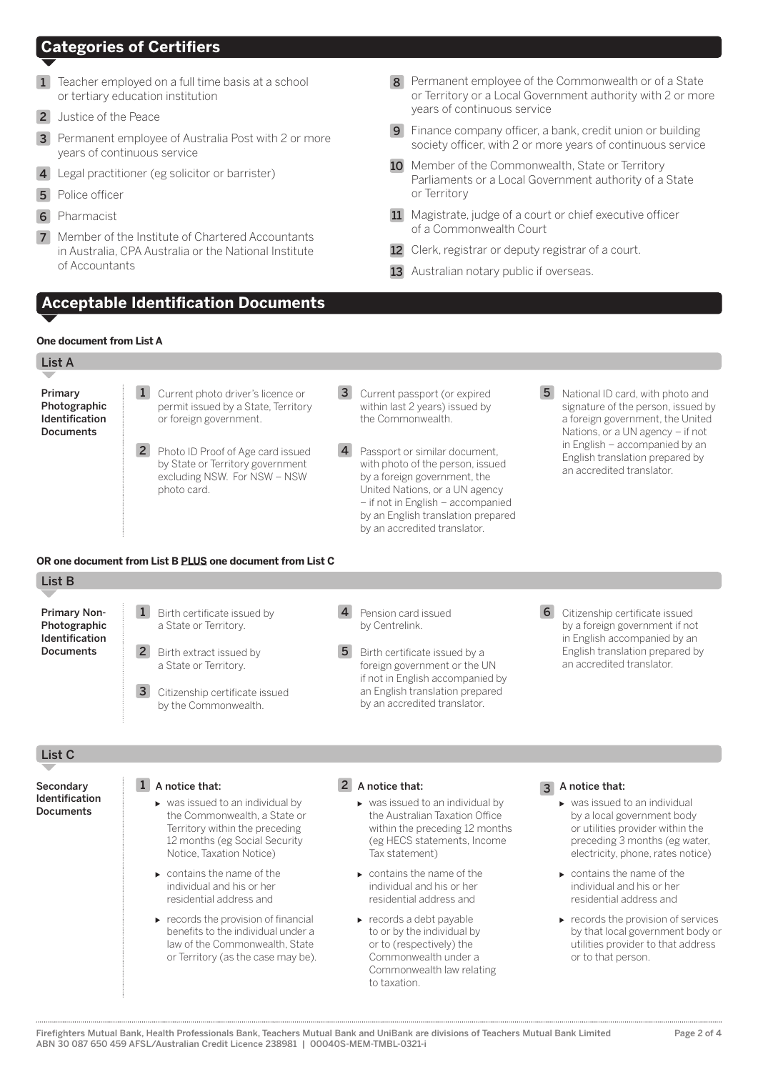## Categories of Certifiers

1. Teacher employed on a full time basis at a school or tertiary education institution
2. Justice of the Peace
3. Permanent employee of Australia Post with 2 or more years of continuous service
4. Legal practitioner (eg solicitor or barrister)
5. Police officer
6. Pharmacist
7. Member of the Institute of Chartered Accountants in Australia, CPA Australia or the National Institute of Accountants
8. Permanent employee of the Commonwealth or of a State or Territory or a Local Government authority with 2 or more years of continuous service
9. Finance company officer, a bank, credit union or building society officer, with 2 or more years of continuous service
10. Member of the Commonwealth, State or Territory Parliaments or a Local Government authority of a State or Territory
11. Magistrate, judge of a court or chief executive officer of a Commonwealth Court
12. Clerk, registrar or deputy registrar of a court.
13. Australian notary public if overseas.

## Acceptable Identification Documents

**One document from List A**

### List A

**Primary Photographic Identification Documents**

1. Current photo driver's licence or permit issued by a State, Territory or foreign government.
2. Photo ID Proof of Age card issued by State or Territory government excluding NSW. For NSW – NSW photo card.
3. Current passport (or expired within last 2 years) issued by the Commonwealth.
4. Passport or similar document, with photo of the person, issued by a foreign government, the United Nations, or a UN agency – if not in English – accompanied by an English translation prepared by an accredited translator.
5. National ID card, with photo and signature of the person, issued by a foreign government, the United Nations, or a UN agency – if not in English – accompanied by an English translation prepared by an accredited translator.

**OR one document from List B PLUS one document from List C**

### List B

**Primary Non-Photographic Identification Documents**

1. Birth certificate issued by a State or Territory.
2. Birth extract issued by a State or Territory.
3. Citizenship certificate issued by the Commonwealth.
4. Pension card issued by Centrelink.
5. Birth certificate issued by a foreign government or the UN if not in English accompanied by an English translation prepared by an accredited translator.
6. Citizenship certificate issued by a foreign government if not in English accompanied by an English translation prepared by an accredited translator.

### List C

**Secondary Identification Documents**

1. **A notice that:**
   - was issued to an individual by the Commonwealth, a State or Territory within the preceding 12 months (eg Social Security Notice, Taxation Notice)
   - contains the name of the individual and his or her residential address and
   - records the provision of financial benefits to the individual under a law of the Commonwealth, State or Territory (as the case may be).
2. **A notice that:**
   - was issued to an individual by the Australian Taxation Office within the preceding 12 months (eg HECS statements, Income Tax statement)
   - contains the name of the individual and his or her residential address and
   - records a debt payable to or by the individual by or to (respectively) the Commonwealth under a Commonwealth law relating to taxation.
3. **A notice that:**
   - was issued to an individual by a local government body or utilities provider within the preceding 3 months (eg water, electricity, phone, rates notice)
   - contains the name of the individual and his or her residential address and
   - records the provision of services by that local government body or utilities provider to that address or to that person.

Firefighters Mutual Bank, Health Professionals Bank, Teachers Mutual Bank and UniBank are divisions of Teachers Mutual Bank Limited ABN 30 087 650 459 AFSL/Australian Credit Licence 238981 | 00040S-MEM-TMBL-0321-i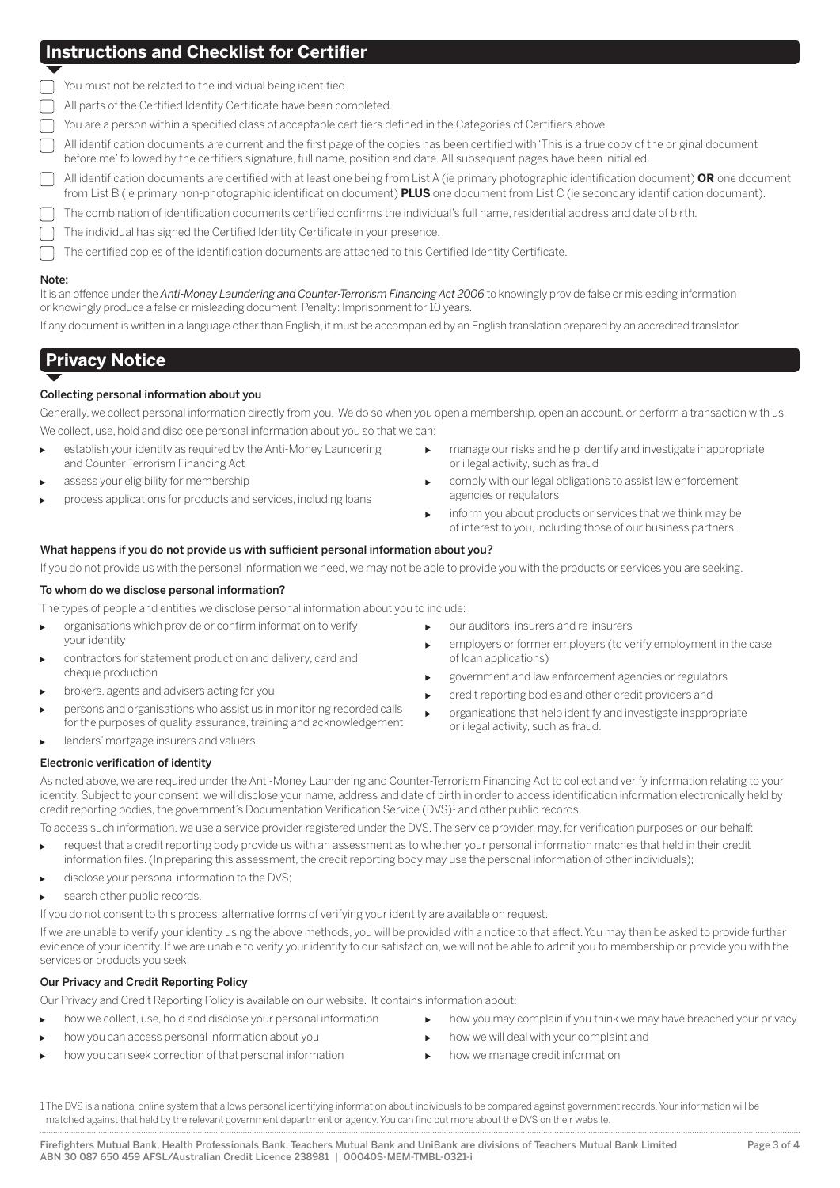## Instructions and Checklist for Certifier

- [ ] You must not be related to the individual being identified.
- [ ] All parts of the Certified Identity Certificate have been completed.
- [ ] You are a person within a specified class of acceptable certifiers defined in the Categories of Certifiers above.
- [ ] All identification documents are current and the first page of the copies has been certified with 'This is a true copy of the original document before me' followed by the certifiers signature, full name, position and date. All subsequent pages have been initialled.
- [ ] All identification documents are certified with at least one being from List A (ie primary photographic identification document) **OR** one document from List B (ie primary non-photographic identification document) **PLUS** one document from List C (ie secondary identification document).
- [ ] The combination of identification documents certified confirms the individual's full name, residential address and date of birth.
- [ ] The individual has signed the Certified Identity Certificate in your presence.
- [ ] The certified copies of the identification documents are attached to this Certified Identity Certificate.

**Note:**

It is an offence under the *Anti-Money Laundering and Counter-Terrorism Financing Act 2006* to knowingly provide false or misleading information or knowingly produce a false or misleading document. Penalty: Imprisonment for 10 years.

If any document is written in a language other than English, it must be accompanied by an English translation prepared by an accredited translator.

## Privacy Notice

### Collecting personal information about you

Generally, we collect personal information directly from you. We do so when you open a membership, open an account, or perform a transaction with us. We collect, use, hold and disclose personal information about you so that we can:

- establish your identity as required by the Anti-Money Laundering and Counter Terrorism Financing Act
- assess your eligibility for membership
- process applications for products and services, including loans
- manage our risks and help identify and investigate inappropriate or illegal activity, such as fraud
- comply with our legal obligations to assist law enforcement agencies or regulators
- inform you about products or services that we think may be of interest to you, including those of our business partners.

### What happens if you do not provide us with sufficient personal information about you?

If you do not provide us with the personal information we need, we may not be able to provide you with the products or services you are seeking.

### To whom do we disclose personal information?

The types of people and entities we disclose personal information about you to include:

- organisations which provide or confirm information to verify your identity
- contractors for statement production and delivery, card and cheque production
- brokers, agents and advisers acting for you
- persons and organisations who assist us in monitoring recorded calls for the purposes of quality assurance, training and acknowledgement
- lenders' mortgage insurers and valuers
- our auditors, insurers and re-insurers
- employers or former employers (to verify employment in the case of loan applications)
- government and law enforcement agencies or regulators
- credit reporting bodies and other credit providers and
- organisations that help identify and investigate inappropriate or illegal activity, such as fraud.

### Electronic verification of identity

As noted above, we are required under the Anti-Money Laundering and Counter-Terrorism Financing Act to collect and verify information relating to your identity. Subject to your consent, we will disclose your name, address and date of birth in order to access identification information electronically held by credit reporting bodies, the government's Documentation Verification Service (DVS)[1] and other public records.

To access such information, we use a service provider registered under the DVS. The service provider, may, for verification purposes on our behalf:

- request that a credit reporting body provide us with an assessment as to whether your personal information matches that held in their credit information files. (In preparing this assessment, the credit reporting body may use the personal information of other individuals);
- disclose your personal information to the DVS;
- search other public records.

If you do not consent to this process, alternative forms of verifying your identity are available on request.

If we are unable to verify your identity using the above methods, you will be provided with a notice to that effect. You may then be asked to provide further evidence of your identity. If we are unable to verify your identity to our satisfaction, we will not be able to admit you to membership or provide you with the services or products you seek.

### Our Privacy and Credit Reporting Policy

Our Privacy and Credit Reporting Policy is available on our website. It contains information about:

- how we collect, use, hold and disclose your personal information
- how you can access personal information about you
- how you can seek correction of that personal information
- how you may complain if you think we may have breached your privacy
- how we will deal with your complaint and
- how we manage credit information

[1] The DVS is a national online system that allows personal identifying information about individuals to be compared against government records. Your information will be matched against that held by the relevant government department or agency. You can find out more about the DVS on their website.

Firefighters Mutual Bank, Health Professionals Bank, Teachers Mutual Bank and UniBank are divisions of Teachers Mutual Bank Limited ABN 30 087 650 459 AFSL/Australian Credit Licence 238981 | 00040S-MEM-TMBL-0321-i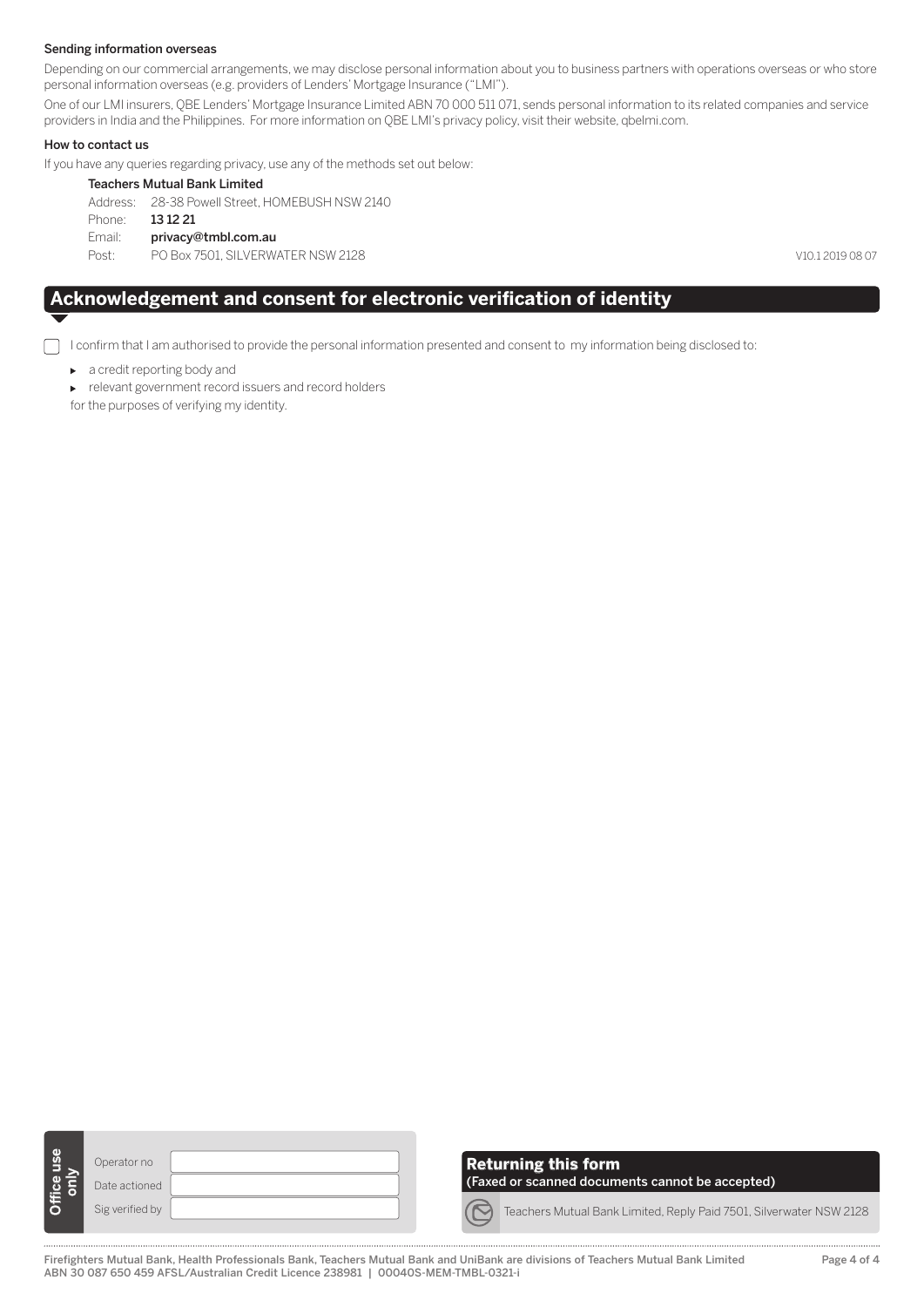### Sending information overseas

Depending on our commercial arrangements, we may disclose personal information about you to business partners with operations overseas or who store personal information overseas (e.g. providers of Lenders' Mortgage Insurance ("LMI").

One of our LMI insurers, QBE Lenders' Mortgage Insurance Limited ABN 70 000 511 071, sends personal information to its related companies and service providers in India and the Philippines. For more information on QBE LMI's privacy policy, visit their website, qbelmi.com.

### How to contact us

If you have any queries regarding privacy, use any of the methods set out below:

**Teachers Mutual Bank Limited**

| | |
|---|---|
| Address: | 28-38 Powell Street, HOMEBUSH NSW 2140 |
| Phone: | **13 12 21** |
| Email: | **privacy@tmbl.com.au** |
| Post: | PO Box 7501, SILVERWATER NSW 2128 |

V10.1 2019 08 07

## Acknowledgement and consent for electronic verification of identity

☐ I confirm that I am authorised to provide the personal information presented and consent to my information being disclosed to:

- a credit reporting body and
- relevant government record issuers and record holders

for the purposes of verifying my identity.

**Office use only**

| | |
|---|---|
| Operator no | |
| Date actioned | |
| Sig verified by | |

## Returning this form

**(Faxed or scanned documents cannot be accepted)**

Teachers Mutual Bank Limited, Reply Paid 7501, Silverwater NSW 2128

Firefighters Mutual Bank, Health Professionals Bank, Teachers Mutual Bank and UniBank are divisions of Teachers Mutual Bank Limited ABN 30 087 650 459 AFSL/Australian Credit Licence 238981 | 00040S-MEM-TMBL-0321-i